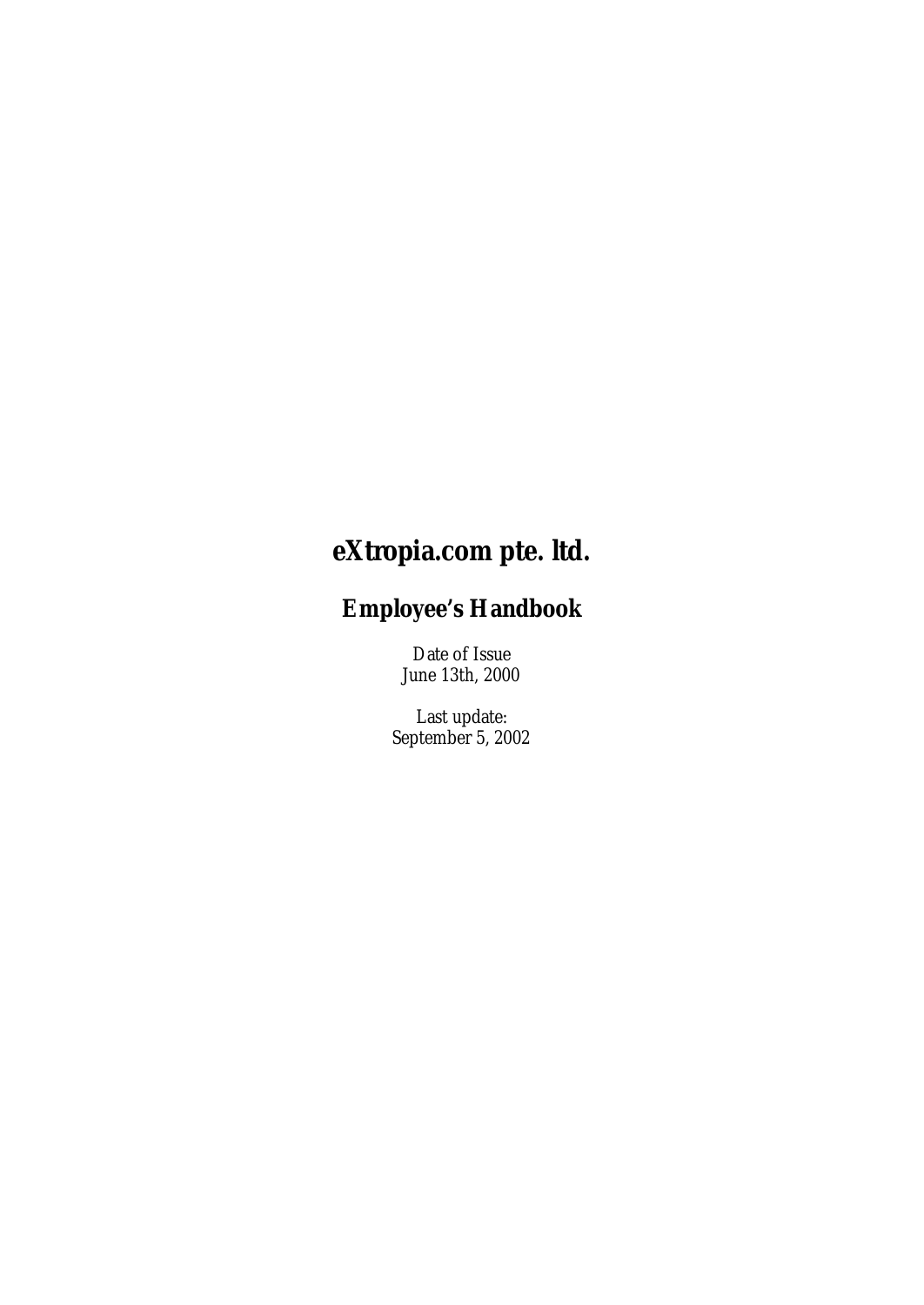# eXtropia.com pte. ltd.

## Employee's Handbook

Date of Issue
June 13th, 2000

Last update:
September 5, 2002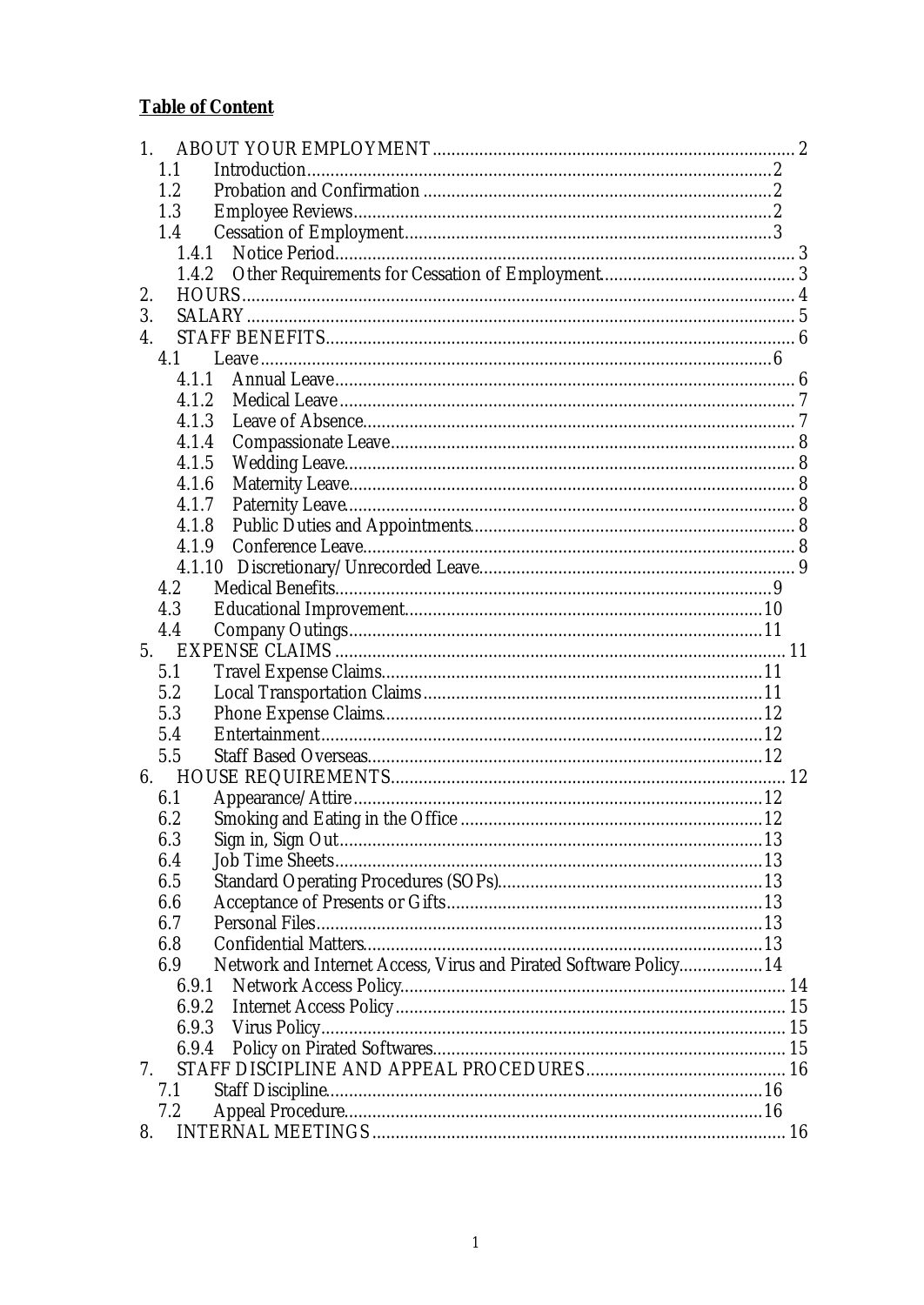**Table of Content**

1. ABOUT YOUR EMPLOYMENT .......... 2
   - 1.1 Introduction .......... 2
   - 1.2 Probation and Confirmation .......... 2
   - 1.3 Employee Reviews .......... 2
   - 1.4 Cessation of Employment .......... 3
     - 1.4.1 Notice Period .......... 3
     - 1.4.2 Other Requirements for Cessation of Employment .......... 3
2. HOURS .......... 4
3. SALARY .......... 5
4. STAFF BENEFITS .......... 6
   - 4.1 Leave .......... 6
     - 4.1.1 Annual Leave .......... 6
     - 4.1.2 Medical Leave .......... 7
     - 4.1.3 Leave of Absence .......... 7
     - 4.1.4 Compassionate Leave .......... 8
     - 4.1.5 Wedding Leave .......... 8
     - 4.1.6 Maternity Leave .......... 8
     - 4.1.7 Paternity Leave .......... 8
     - 4.1.8 Public Duties and Appointments .......... 8
     - 4.1.9 Conference Leave .......... 8
     - 4.1.10 Discretionary/Unrecorded Leave .......... 9
   - 4.2 Medical Benefits .......... 9
   - 4.3 Educational Improvement .......... 10
   - 4.4 Company Outings .......... 11
5. EXPENSE CLAIMS .......... 11
   - 5.1 Travel Expense Claims .......... 11
   - 5.2 Local Transportation Claims .......... 11
   - 5.3 Phone Expense Claims .......... 12
   - 5.4 Entertainment .......... 12
   - 5.5 Staff Based Overseas .......... 12
6. HOUSE REQUIREMENTS .......... 12
   - 6.1 Appearance/Attire .......... 12
   - 6.2 Smoking and Eating in the Office .......... 12
   - 6.3 Sign in, Sign Out .......... 13
   - 6.4 Job Time Sheets .......... 13
   - 6.5 Standard Operating Procedures (SOPs) .......... 13
   - 6.6 Acceptance of Presents or Gifts .......... 13
   - 6.7 Personal Files .......... 13
   - 6.8 Confidential Matters .......... 13
   - 6.9 Network and Internet Access, Virus and Pirated Software Policy .......... 14
     - 6.9.1 Network Access Policy .......... 14
     - 6.9.2 Internet Access Policy .......... 15
     - 6.9.3 Virus Policy .......... 15
     - 6.9.4 Policy on Pirated Softwares .......... 15
7. STAFF DISCIPLINE AND APPEAL PROCEDURES .......... 16
   - 7.1 Staff Discipline .......... 16
   - 7.2 Appeal Procedure .......... 16
8. INTERNAL MEETINGS .......... 16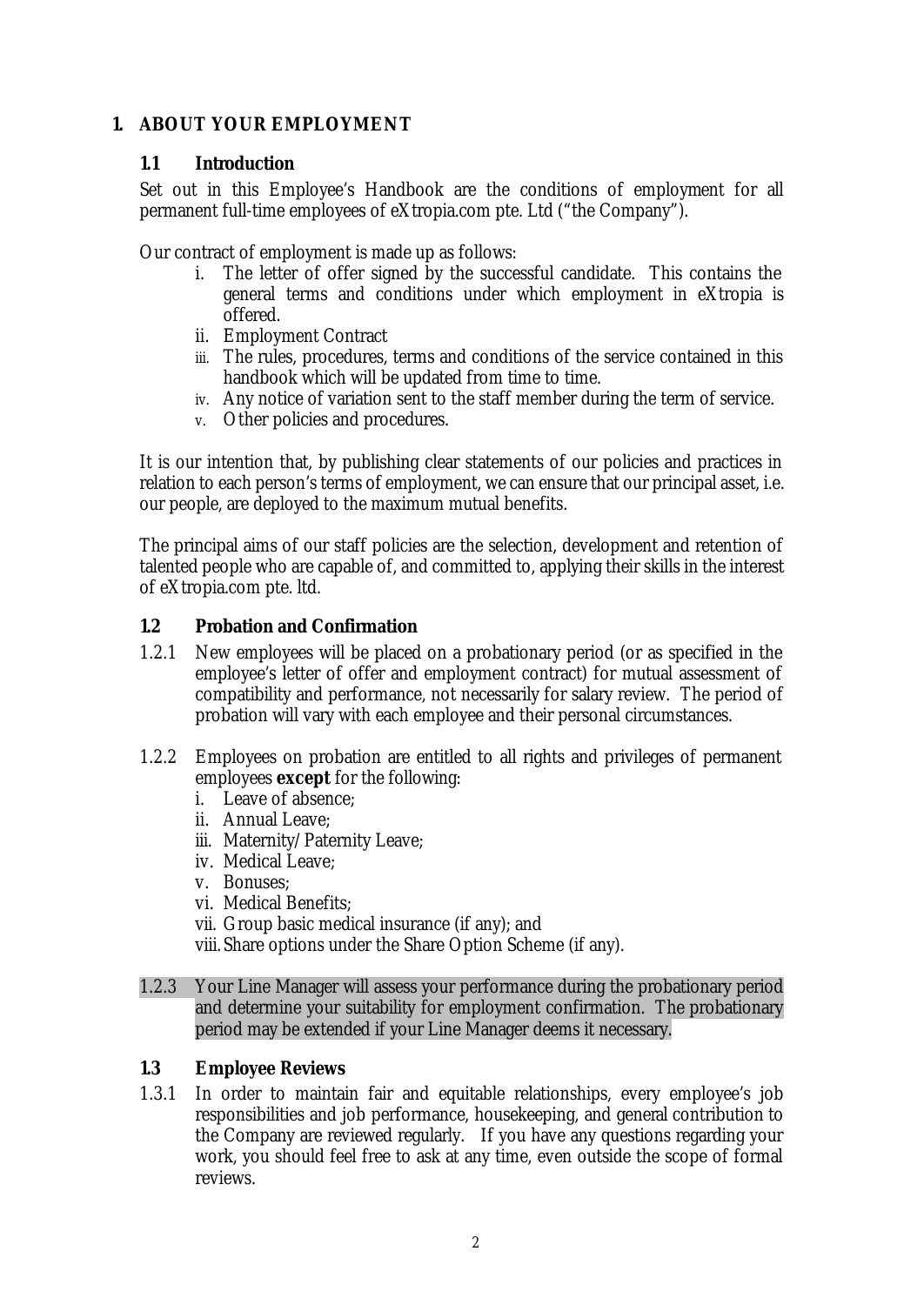# 1. ABOUT YOUR EMPLOYMENT

## 1.1 Introduction

Set out in this Employee's Handbook are the conditions of employment for all permanent full-time employees of eXtropia.com pte. Ltd ("the Company").

Our contract of employment is made up as follows:

i. The letter of offer signed by the successful candidate. This contains the general terms and conditions under which employment in eXtropia is offered.
ii. Employment Contract
iii. The rules, procedures, terms and conditions of the service contained in this handbook which will be updated from time to time.
iv. Any notice of variation sent to the staff member during the term of service.
v. Other policies and procedures.

It is our intention that, by publishing clear statements of our policies and practices in relation to each person's terms of employment, we can ensure that our principal asset, i.e. our people, are deployed to the maximum mutual benefits.

The principal aims of our staff policies are the selection, development and retention of talented people who are capable of, and committed to, applying their skills in the interest of eXtropia.com pte. ltd.

## 1.2 Probation and Confirmation

1.2.1 New employees will be placed on a probationary period (or as specified in the employee's letter of offer and employment contract) for mutual assessment of compatibility and performance, not necessarily for salary review. The period of probation will vary with each employee and their personal circumstances.

1.2.2 Employees on probation are entitled to all rights and privileges of permanent employees **except** for the following:

i. Leave of absence;
ii. Annual Leave;
iii. Maternity/Paternity Leave;
iv. Medical Leave;
v. Bonuses;
vi. Medical Benefits;
vii. Group basic medical insurance (if any); and
viii. Share options under the Share Option Scheme (if any).

1.2.3 Your Line Manager will assess your performance during the probationary period and determine your suitability for employment confirmation. The probationary period may be extended if your Line Manager deems it necessary.

## 1.3 Employee Reviews

1.3.1 In order to maintain fair and equitable relationships, every employee's job responsibilities and job performance, housekeeping, and general contribution to the Company are reviewed regularly. If you have any questions regarding your work, you should feel free to ask at any time, even outside the scope of formal reviews.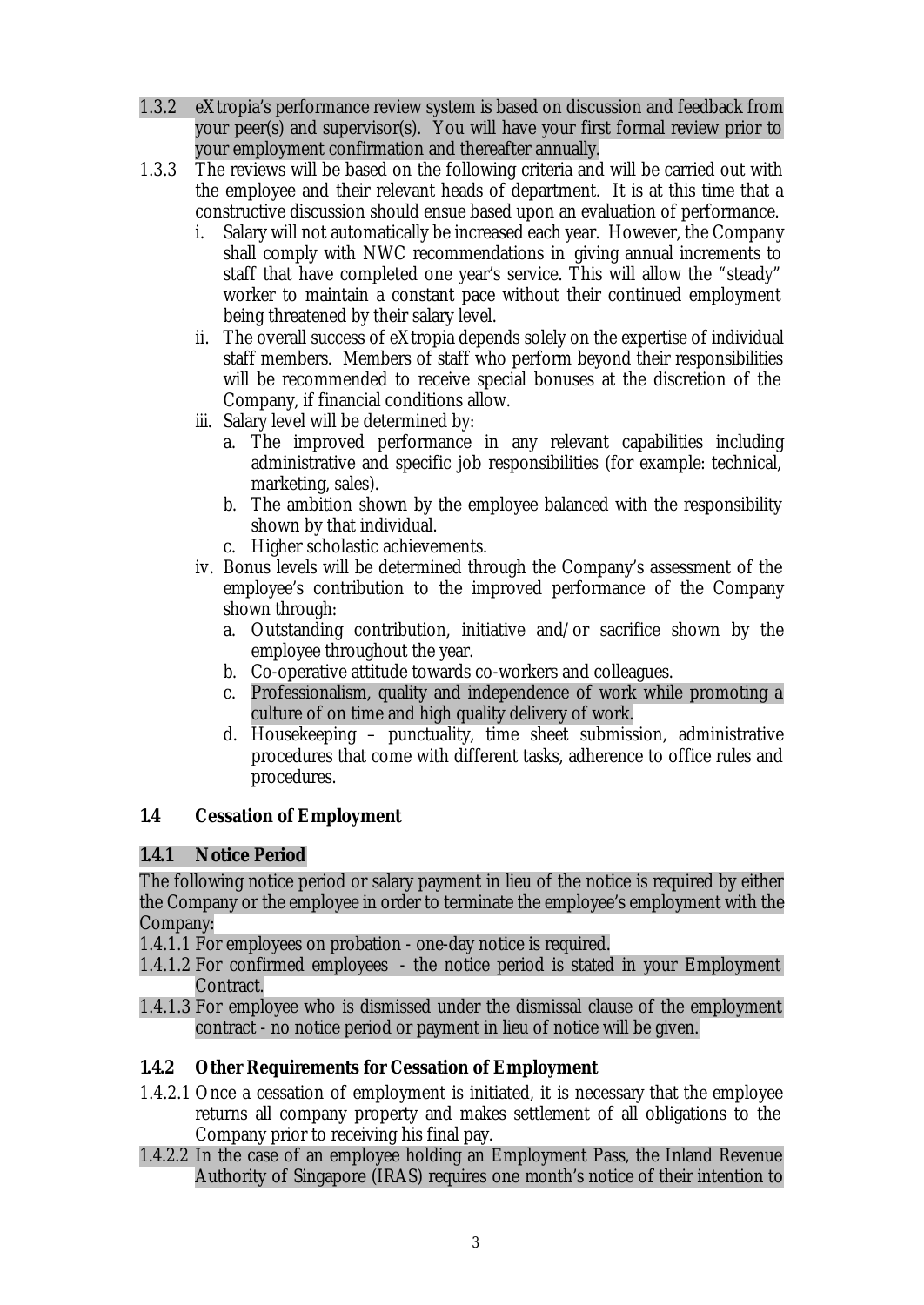1.3.2 eXtropia's performance review system is based on discussion and feedback from your peer(s) and supervisor(s). You will have your first formal review prior to your employment confirmation and thereafter annually.

1.3.3 The reviews will be based on the following criteria and will be carried out with the employee and their relevant heads of department. It is at this time that a constructive discussion should ensue based upon an evaluation of performance.

   i. Salary will not automatically be increased each year. However, the Company shall comply with NWC recommendations in giving annual increments to staff that have completed one year's service. This will allow the "steady" worker to maintain a constant pace without their continued employment being threatened by their salary level.
   ii. The overall success of eXtropia depends solely on the expertise of individual staff members. Members of staff who perform beyond their responsibilities will be recommended to receive special bonuses at the discretion of the Company, if financial conditions allow.
   iii. Salary level will be determined by:
      a. The improved performance in any relevant capabilities including administrative and specific job responsibilities (for example: technical, marketing, sales).
      b. The ambition shown by the employee balanced with the responsibility shown by that individual.
      c. Higher scholastic achievements.
   iv. Bonus levels will be determined through the Company's assessment of the employee's contribution to the improved performance of the Company shown through:
      a. Outstanding contribution, initiative and/or sacrifice shown by the employee throughout the year.
      b. Co-operative attitude towards co-workers and colleagues.
      c. Professionalism, quality and independence of work while promoting a culture of on time and high quality delivery of work.
      d. Housekeeping – punctuality, time sheet submission, administrative procedures that come with different tasks, adherence to office rules and procedures.

## 1.4 Cessation of Employment

### 1.4.1 Notice Period

The following notice period or salary payment in lieu of the notice is required by either the Company or the employee in order to terminate the employee's employment with the Company:

1.4.1.1 For employees on probation - one-day notice is required.

1.4.1.2 For confirmed employees - the notice period is stated in your Employment Contract.

1.4.1.3 For employee who is dismissed under the dismissal clause of the employment contract - no notice period or payment in lieu of notice will be given.

### 1.4.2 Other Requirements for Cessation of Employment

1.4.2.1 Once a cessation of employment is initiated, it is necessary that the employee returns all company property and makes settlement of all obligations to the Company prior to receiving his final pay.

1.4.2.2 In the case of an employee holding an Employment Pass, the Inland Revenue Authority of Singapore (IRAS) requires one month's notice of their intention to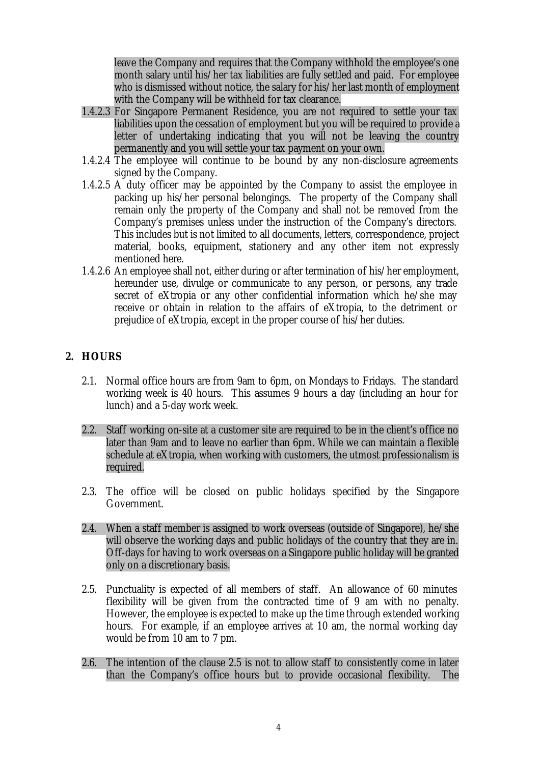leave the Company and requires that the Company withhold the employee's one month salary until his/her tax liabilities are fully settled and paid. For employee who is dismissed without notice, the salary for his/her last month of employment with the Company will be withheld for tax clearance.

1.4.2.3 For Singapore Permanent Residence, you are not required to settle your tax liabilities upon the cessation of employment but you will be required to provide a letter of undertaking indicating that you will not be leaving the country permanently and you will settle your tax payment on your own.

1.4.2.4 The employee will continue to be bound by any non-disclosure agreements signed by the Company.

1.4.2.5 A duty officer may be appointed by the Company to assist the employee in packing up his/her personal belongings. The property of the Company shall remain only the property of the Company and shall not be removed from the Company's premises unless under the instruction of the Company's directors. This includes but is not limited to all documents, letters, correspondence, project material, books, equipment, stationery and any other item not expressly mentioned here.

1.4.2.6 An employee shall not, either during or after termination of his/her employment, hereunder use, divulge or communicate to any person, or persons, any trade secret of eXtropia or any other confidential information which he/she may receive or obtain in relation to the affairs of eXtropia, to the detriment or prejudice of eXtropia, except in the proper course of his/her duties.

## 2. HOURS

2.1. Normal office hours are from 9am to 6pm, on Mondays to Fridays. The standard working week is 40 hours. This assumes 9 hours a day (including an hour for lunch) and a 5-day work week.

2.2. Staff working on-site at a customer site are required to be in the client's office no later than 9am and to leave no earlier than 6pm. While we can maintain a flexible schedule at eXtropia, when working with customers, the utmost professionalism is required.

2.3. The office will be closed on public holidays specified by the Singapore Government.

2.4. When a staff member is assigned to work overseas (outside of Singapore), he/she will observe the working days and public holidays of the country that they are in. Off-days for having to work overseas on a Singapore public holiday will be granted only on a discretionary basis.

2.5. Punctuality is expected of all members of staff. An allowance of 60 minutes flexibility will be given from the contracted time of 9 am with no penalty. However, the employee is expected to make up the time through extended working hours. For example, if an employee arrives at 10 am, the normal working day would be from 10 am to 7 pm.

2.6. The intention of the clause 2.5 is not to allow staff to consistently come in later than the Company's office hours but to provide occasional flexibility. The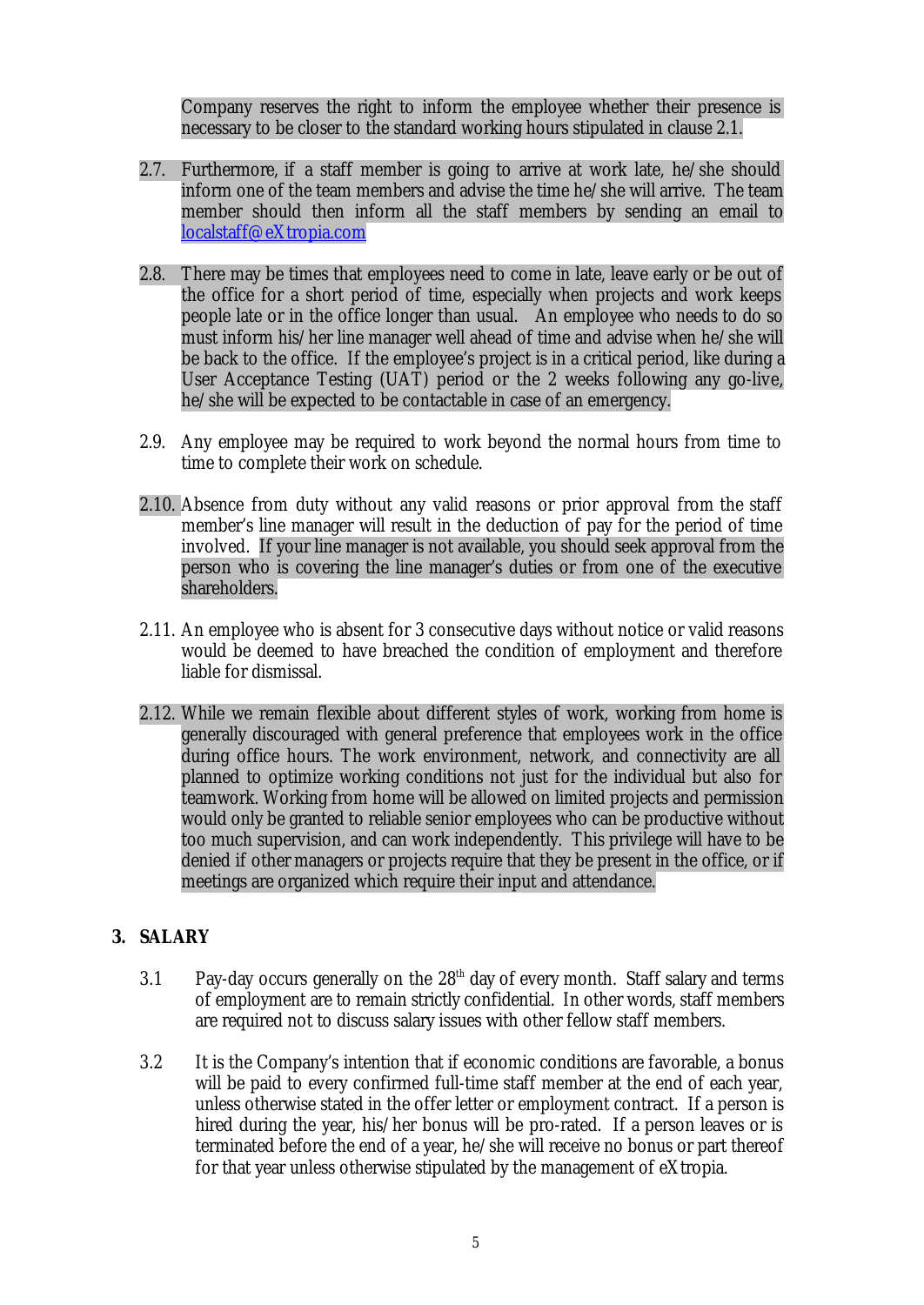Company reserves the right to inform the employee whether their presence is necessary to be closer to the standard working hours stipulated in clause 2.1.

2.7. Furthermore, if a staff member is going to arrive at work late, he/she should inform one of the team members and advise the time he/she will arrive. The team member should then inform all the staff members by sending an email to localstaff@eXtropia.com

2.8. There may be times that employees need to come in late, leave early or be out of the office for a short period of time, especially when projects and work keeps people late or in the office longer than usual. An employee who needs to do so must inform his/her line manager well ahead of time and advise when he/she will be back to the office. If the employee's project is in a critical period, like during a User Acceptance Testing (UAT) period or the 2 weeks following any go-live, he/she will be expected to be contactable in case of an emergency.

2.9. Any employee may be required to work beyond the normal hours from time to time to complete their work on schedule.

2.10. Absence from duty without any valid reasons or prior approval from the staff member's line manager will result in the deduction of pay for the period of time involved. If your line manager is not available, you should seek approval from the person who is covering the line manager's duties or from one of the executive shareholders.

2.11. An employee who is absent for 3 consecutive days without notice or valid reasons would be deemed to have breached the condition of employment and therefore liable for dismissal.

2.12. While we remain flexible about different styles of work, working from home is generally discouraged with general preference that employees work in the office during office hours. The work environment, network, and connectivity are all planned to optimize working conditions not just for the individual but also for teamwork. Working from home will be allowed on limited projects and permission would only be granted to reliable senior employees who can be productive without too much supervision, and can work independently. This privilege will have to be denied if other managers or projects require that they be present in the office, or if meetings are organized which require their input and attendance.

## 3. SALARY

3.1 Pay-day occurs generally on the 28th day of every month. Staff salary and terms of employment are to remain strictly confidential. In other words, staff members are required not to discuss salary issues with other fellow staff members.

3.2 It is the Company's intention that if economic conditions are favorable, a bonus will be paid to every confirmed full-time staff member at the end of each year, unless otherwise stated in the offer letter or employment contract. If a person is hired during the year, his/her bonus will be pro-rated. If a person leaves or is terminated before the end of a year, he/she will receive no bonus or part thereof for that year unless otherwise stipulated by the management of eXtropia.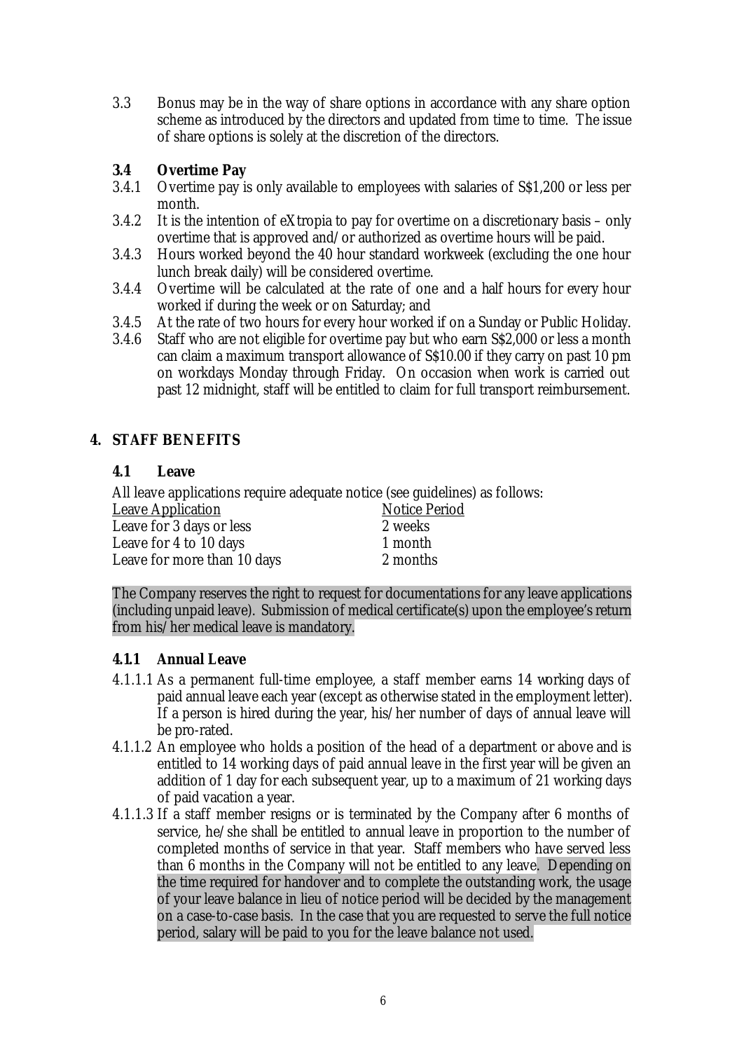3.3 Bonus may be in the way of share options in accordance with any share option scheme as introduced by the directors and updated from time to time. The issue of share options is solely at the discretion of the directors.

**3.4 Overtime Pay**

3.4.1 Overtime pay is only available to employees with salaries of S$1,200 or less per month.

3.4.2 It is the intention of eXtropia to pay for overtime on a discretionary basis – only overtime that is approved and/or authorized as overtime hours will be paid.

3.4.3 Hours worked beyond the 40 hour standard workweek (excluding the one hour lunch break daily) will be considered overtime.

3.4.4 Overtime will be calculated at the rate of one and a half hours for every hour worked if during the week or on Saturday; and

3.4.5 At the rate of two hours for every hour worked if on a Sunday or Public Holiday.

3.4.6 Staff who are not eligible for overtime pay but who earn S$2,000 or less a month can claim a maximum transport allowance of S$10.00 if they carry on past 10 pm on workdays Monday through Friday. On occasion when work is carried out past 12 midnight, staff will be entitled to claim for full transport reimbursement.

## 4. STAFF BENEFITS

### 4.1 Leave

All leave applications require adequate notice (see guidelines) as follows:

| Leave Application | Notice Period |
| --- | --- |
| Leave for 3 days or less | 2 weeks |
| Leave for 4 to 10 days | 1 month |
| Leave for more than 10 days | 2 months |

The Company reserves the right to request for documentations for any leave applications (including unpaid leave). Submission of medical certificate(s) upon the employee's return from his/her medical leave is mandatory.

**4.1.1 Annual Leave**

4.1.1.1 As a permanent full-time employee, a staff member earns 14 working days of paid annual leave each year (except as otherwise stated in the employment letter). If a person is hired during the year, his/her number of days of annual leave will be pro-rated.

4.1.1.2 An employee who holds a position of the head of a department or above and is entitled to 14 working days of paid annual leave in the first year will be given an addition of 1 day for each subsequent year, up to a maximum of 21 working days of paid vacation a year.

4.1.1.3 If a staff member resigns or is terminated by the Company after 6 months of service, he/she shall be entitled to annual leave in proportion to the number of completed months of service in that year. Staff members who have served less than 6 months in the Company will not be entitled to any leave. Depending on the time required for handover and to complete the outstanding work, the usage of your leave balance in lieu of notice period will be decided by the management on a case-to-case basis. In the case that you are requested to serve the full notice period, salary will be paid to you for the leave balance not used.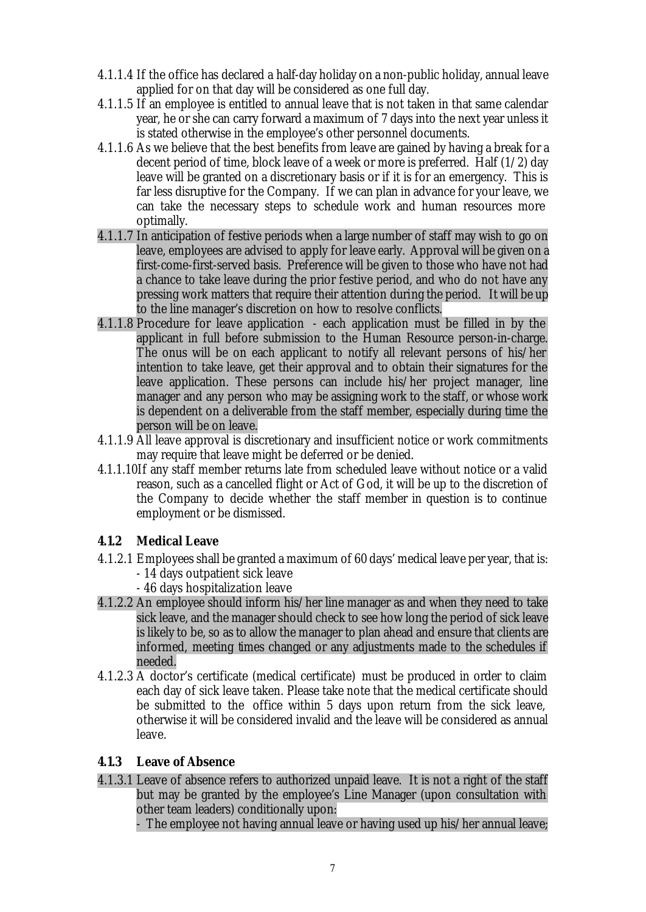4.1.1.4 If the office has declared a half-day holiday on a non-public holiday, annual leave applied for on that day will be considered as one full day.

4.1.1.5 If an employee is entitled to annual leave that is not taken in that same calendar year, he or she can carry forward a maximum of 7 days into the next year unless it is stated otherwise in the employee's other personnel documents.

4.1.1.6 As we believe that the best benefits from leave are gained by having a break for a decent period of time, block leave of a week or more is preferred. Half (1/2) day leave will be granted on a discretionary basis or if it is for an emergency. This is far less disruptive for the Company. If we can plan in advance for your leave, we can take the necessary steps to schedule work and human resources more optimally.

4.1.1.7 In anticipation of festive periods when a large number of staff may wish to go on leave, employees are advised to apply for leave early. Approval will be given on a first-come-first-served basis. Preference will be given to those who have not had a chance to take leave during the prior festive period, and who do not have any pressing work matters that require their attention during the period. It will be up to the line manager's discretion on how to resolve conflicts.

4.1.1.8 Procedure for leave application - each application must be filled in by the applicant in full before submission to the Human Resource person-in-charge. The onus will be on each applicant to notify all relevant persons of his/her intention to take leave, get their approval and to obtain their signatures for the leave application. These persons can include his/her project manager, line manager and any person who may be assigning work to the staff, or whose work is dependent on a deliverable from the staff member, especially during time the person will be on leave.

4.1.1.9 All leave approval is discretionary and insufficient notice or work commitments may require that leave might be deferred or be denied.

4.1.1.10 If any staff member returns late from scheduled leave without notice or a valid reason, such as a cancelled flight or Act of God, it will be up to the discretion of the Company to decide whether the staff member in question is to continue employment or be dismissed.

### 4.1.2 Medical Leave

4.1.2.1 Employees shall be granted a maximum of 60 days' medical leave per year, that is:
- 14 days outpatient sick leave
- 46 days hospitalization leave

4.1.2.2 An employee should inform his/her line manager as and when they need to take sick leave, and the manager should check to see how long the period of sick leave is likely to be, so as to allow the manager to plan ahead and ensure that clients are informed, meeting times changed or any adjustments made to the schedules if needed.

4.1.2.3 A doctor's certificate (medical certificate) must be produced in order to claim each day of sick leave taken. Please take note that the medical certificate should be submitted to the office within 5 days upon return from the sick leave, otherwise it will be considered invalid and the leave will be considered as annual leave.

### 4.1.3 Leave of Absence

4.1.3.1 Leave of absence refers to authorized unpaid leave. It is not a right of the staff but may be granted by the employee's Line Manager (upon consultation with other team leaders) conditionally upon:
- The employee not having annual leave or having used up his/her annual leave;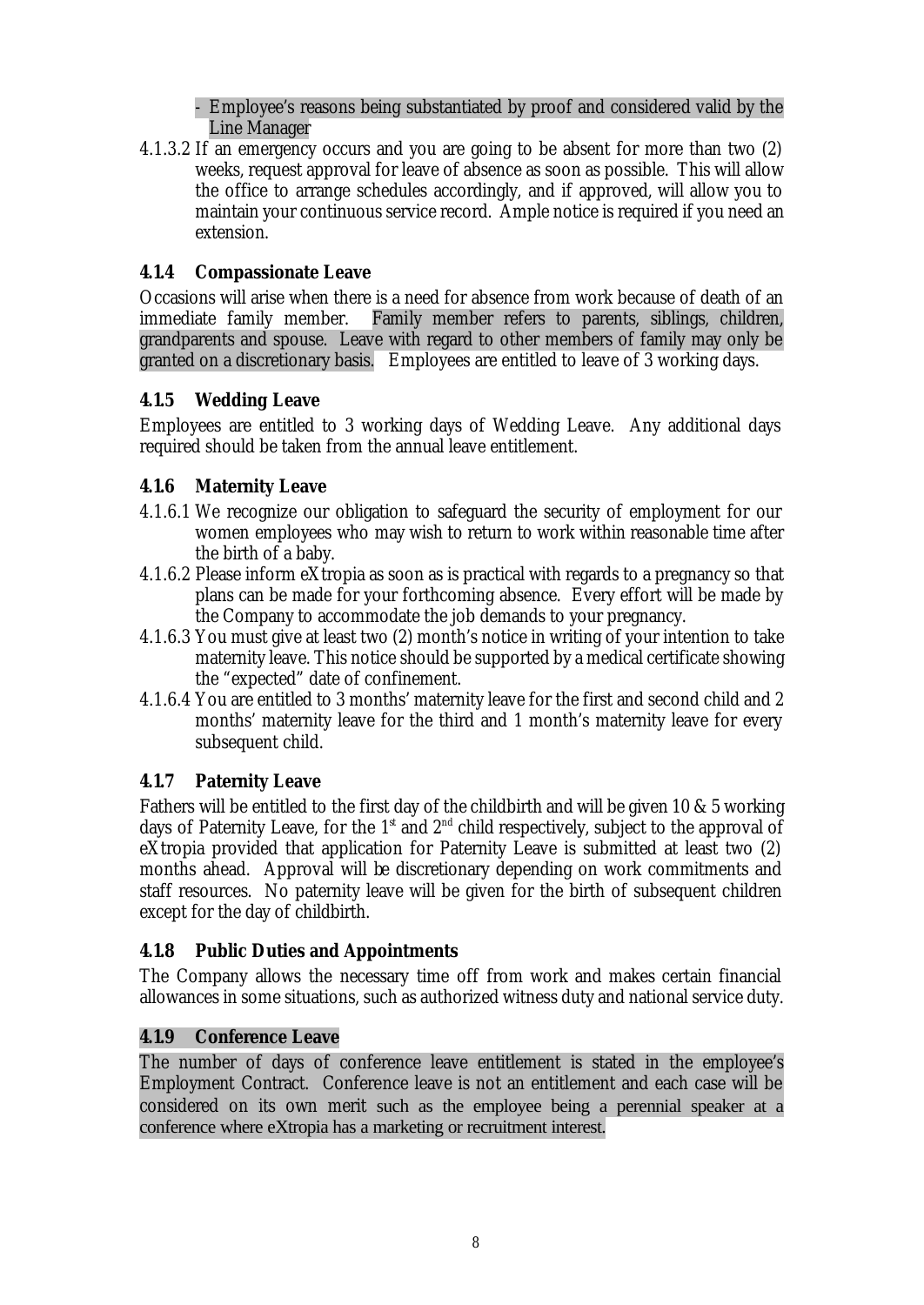- Employee's reasons being substantiated by proof and considered valid by the Line Manager

4.1.3.2 If an emergency occurs and you are going to be absent for more than two (2) weeks, request approval for leave of absence as soon as possible. This will allow the office to arrange schedules accordingly, and if approved, will allow you to maintain your continuous service record. Ample notice is required if you need an extension.

### 4.1.4 Compassionate Leave

Occasions will arise when there is a need for absence from work because of death of an immediate family member. Family member refers to parents, siblings, children, grandparents and spouse. Leave with regard to other members of family may only be granted on a discretionary basis. Employees are entitled to leave of 3 working days.

### 4.1.5 Wedding Leave

Employees are entitled to 3 working days of Wedding Leave. Any additional days required should be taken from the annual leave entitlement.

### 4.1.6 Maternity Leave

4.1.6.1 We recognize our obligation to safeguard the security of employment for our women employees who may wish to return to work within reasonable time after the birth of a baby.

4.1.6.2 Please inform eXtropia as soon as is practical with regards to a pregnancy so that plans can be made for your forthcoming absence. Every effort will be made by the Company to accommodate the job demands to your pregnancy.

4.1.6.3 You must give at least two (2) month's notice in writing of your intention to take maternity leave. This notice should be supported by a medical certificate showing the "expected" date of confinement.

4.1.6.4 You are entitled to 3 months' maternity leave for the first and second child and 2 months' maternity leave for the third and 1 month's maternity leave for every subsequent child.

### 4.1.7 Paternity Leave

Fathers will be entitled to the first day of the childbirth and will be given 10 & 5 working days of Paternity Leave, for the 1st and 2nd child respectively, subject to the approval of eXtropia provided that application for Paternity Leave is submitted at least two (2) months ahead. Approval will be discretionary depending on work commitments and staff resources. No paternity leave will be given for the birth of subsequent children except for the day of childbirth.

### 4.1.8 Public Duties and Appointments

The Company allows the necessary time off from work and makes certain financial allowances in some situations, such as authorized witness duty and national service duty.

### 4.1.9 Conference Leave

The number of days of conference leave entitlement is stated in the employee's Employment Contract. Conference leave is not an entitlement and each case will be considered on its own merit such as the employee being a perennial speaker at a conference where eXtropia has a marketing or recruitment interest.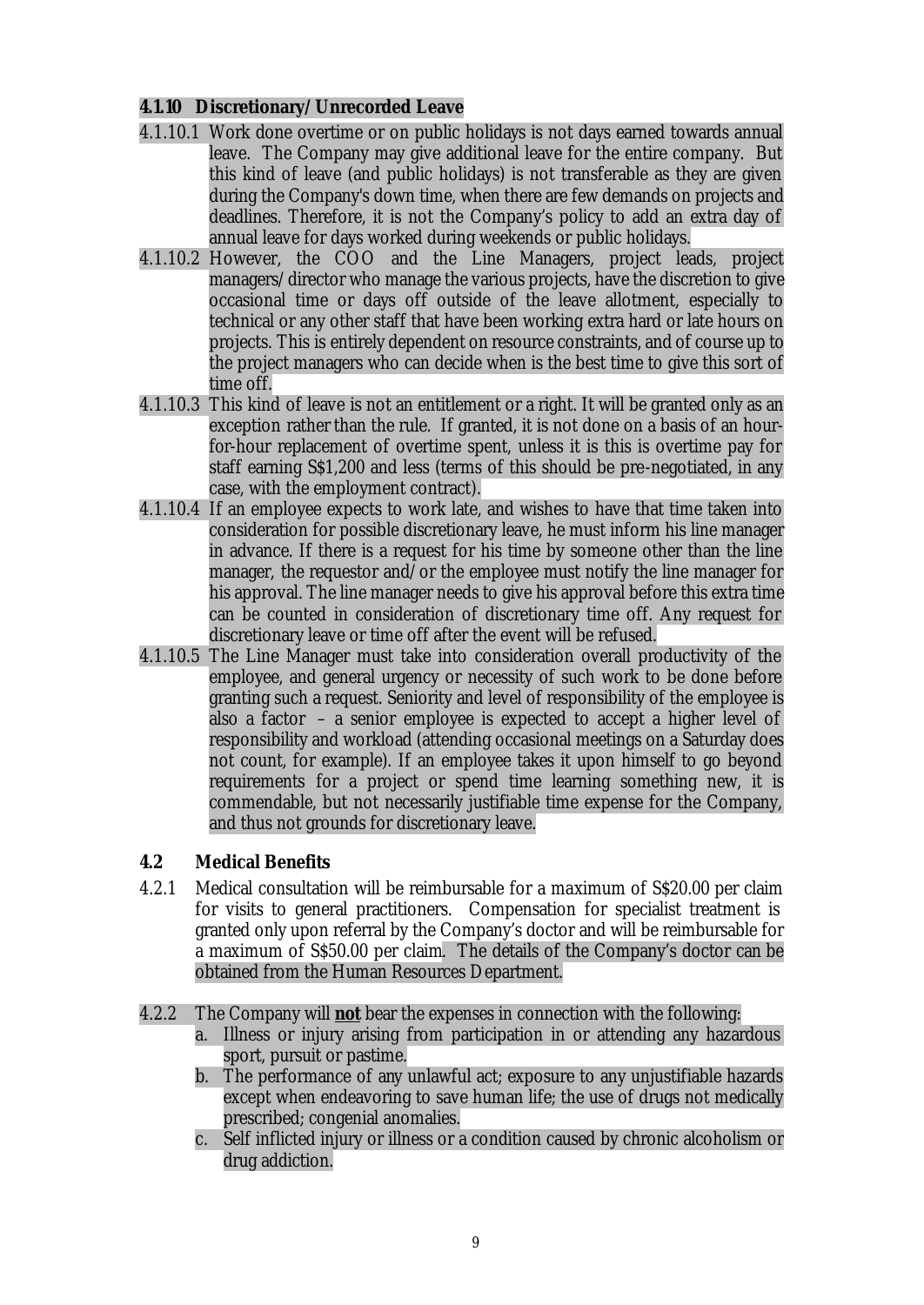### 4.1.10 Discretionary/ Unrecorded Leave

4.1.10.1 Work done overtime or on public holidays is not days earned towards annual leave. The Company may give additional leave for the entire company. But this kind of leave (and public holidays) is not transferable as they are given during the Company's down time, when there are few demands on projects and deadlines. Therefore, it is not the Company's policy to add an extra day of annual leave for days worked during weekends or public holidays.

4.1.10.2 However, the COO and the Line Managers, project leads, project managers/director who manage the various projects, have the discretion to give occasional time or days off outside of the leave allotment, especially to technical or any other staff that have been working extra hard or late hours on projects. This is entirely dependent on resource constraints, and of course up to the project managers who can decide when is the best time to give this sort of time off.

4.1.10.3 This kind of leave is not an entitlement or a right. It will be granted only as an exception rather than the rule. If granted, it is not done on a basis of an hour-for-hour replacement of overtime spent, unless it is this is overtime pay for staff earning S$1,200 and less (terms of this should be pre-negotiated, in any case, with the employment contract).

4.1.10.4 If an employee expects to work late, and wishes to have that time taken into consideration for possible discretionary leave, he must inform his line manager in advance. If there is a request for his time by someone other than the line manager, the requestor and/or the employee must notify the line manager for his approval. The line manager needs to give his approval before this extra time can be counted in consideration of discretionary time off. Any request for discretionary leave or time off after the event will be refused.

4.1.10.5 The Line Manager must take into consideration overall productivity of the employee, and general urgency or necessity of such work to be done before granting such a request. Seniority and level of responsibility of the employee is also a factor – a senior employee is expected to accept a higher level of responsibility and workload (attending occasional meetings on a Saturday does not count, for example). If an employee takes it upon himself to go beyond requirements for a project or spend time learning something new, it is commendable, but not necessarily justifiable time expense for the Company, and thus not grounds for discretionary leave.

## 4.2 Medical Benefits

4.2.1 Medical consultation will be reimbursable for a maximum of S$20.00 per claim for visits to general practitioners. Compensation for specialist treatment is granted only upon referral by the Company's doctor and will be reimbursable for a maximum of S$50.00 per claim. The details of the Company's doctor can be obtained from the Human Resources Department.

4.2.2 The Company will **not** bear the expenses in connection with the following:

a. Illness or injury arising from participation in or attending any hazardous sport, pursuit or pastime.

b. The performance of any unlawful act; exposure to any unjustifiable hazards except when endeavoring to save human life; the use of drugs not medically prescribed; congenial anomalies.

c. Self inflicted injury or illness or a condition caused by chronic alcoholism or drug addiction.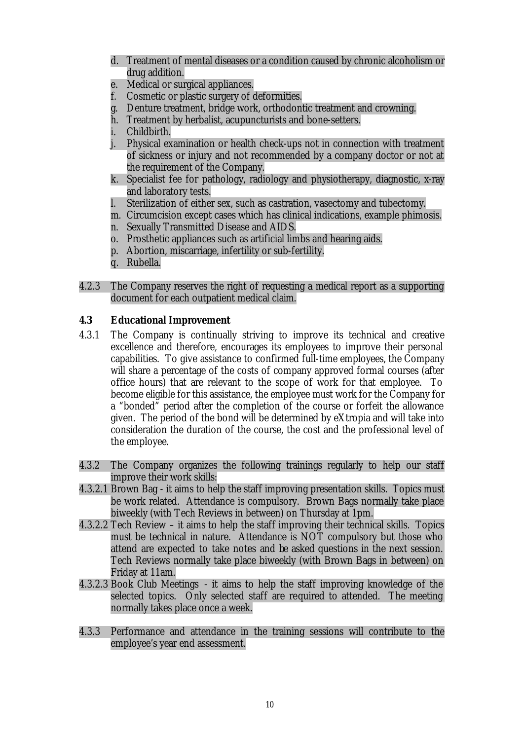d. Treatment of mental diseases or a condition caused by chronic alcoholism or drug addition.
e. Medical or surgical appliances.
f. Cosmetic or plastic surgery of deformities.
g. Denture treatment, bridge work, orthodontic treatment and crowning.
h. Treatment by herbalist, acupuncturists and bone-setters.
i. Childbirth.
j. Physical examination or health check-ups not in connection with treatment of sickness or injury and not recommended by a company doctor or not at the requirement of the Company.
k. Specialist fee for pathology, radiology and physiotherapy, diagnostic, x-ray and laboratory tests.
l. Sterilization of either sex, such as castration, vasectomy and tubectomy.
m. Circumcision except cases which has clinical indications, example phimosis.
n. Sexually Transmitted Disease and AIDS.
o. Prosthetic appliances such as artificial limbs and hearing aids.
p. Abortion, miscarriage, infertility or sub-fertility.
q. Rubella.

4.2.3 The Company reserves the right of requesting a medical report as a supporting document for each outpatient medical claim.

### 4.3 Educational Improvement

4.3.1 The Company is continually striving to improve its technical and creative excellence and therefore, encourages its employees to improve their personal capabilities. To give assistance to confirmed full-time employees, the Company will share a percentage of the costs of company approved formal courses (after office hours) that are relevant to the scope of work for that employee. To become eligible for this assistance, the employee must work for the Company for a "bonded" period after the completion of the course or forfeit the allowance given. The period of the bond will be determined by eXtropia and will take into consideration the duration of the course, the cost and the professional level of the employee.

4.3.2 The Company organizes the following trainings regularly to help our staff improve their work skills:

4.3.2.1 Brown Bag - it aims to help the staff improving presentation skills. Topics must be work related. Attendance is compulsory. Brown Bags normally take place biweekly (with Tech Reviews in between) on Thursday at 1pm.

4.3.2.2 Tech Review – it aims to help the staff improving their technical skills. Topics must be technical in nature. Attendance is NOT compulsory but those who attend are expected to take notes and be asked questions in the next session. Tech Reviews normally take place biweekly (with Brown Bags in between) on Friday at 11am.

4.3.2.3 Book Club Meetings - it aims to help the staff improving knowledge of the selected topics. Only selected staff are required to attended. The meeting normally takes place once a week.

4.3.3 Performance and attendance in the training sessions will contribute to the employee's year end assessment.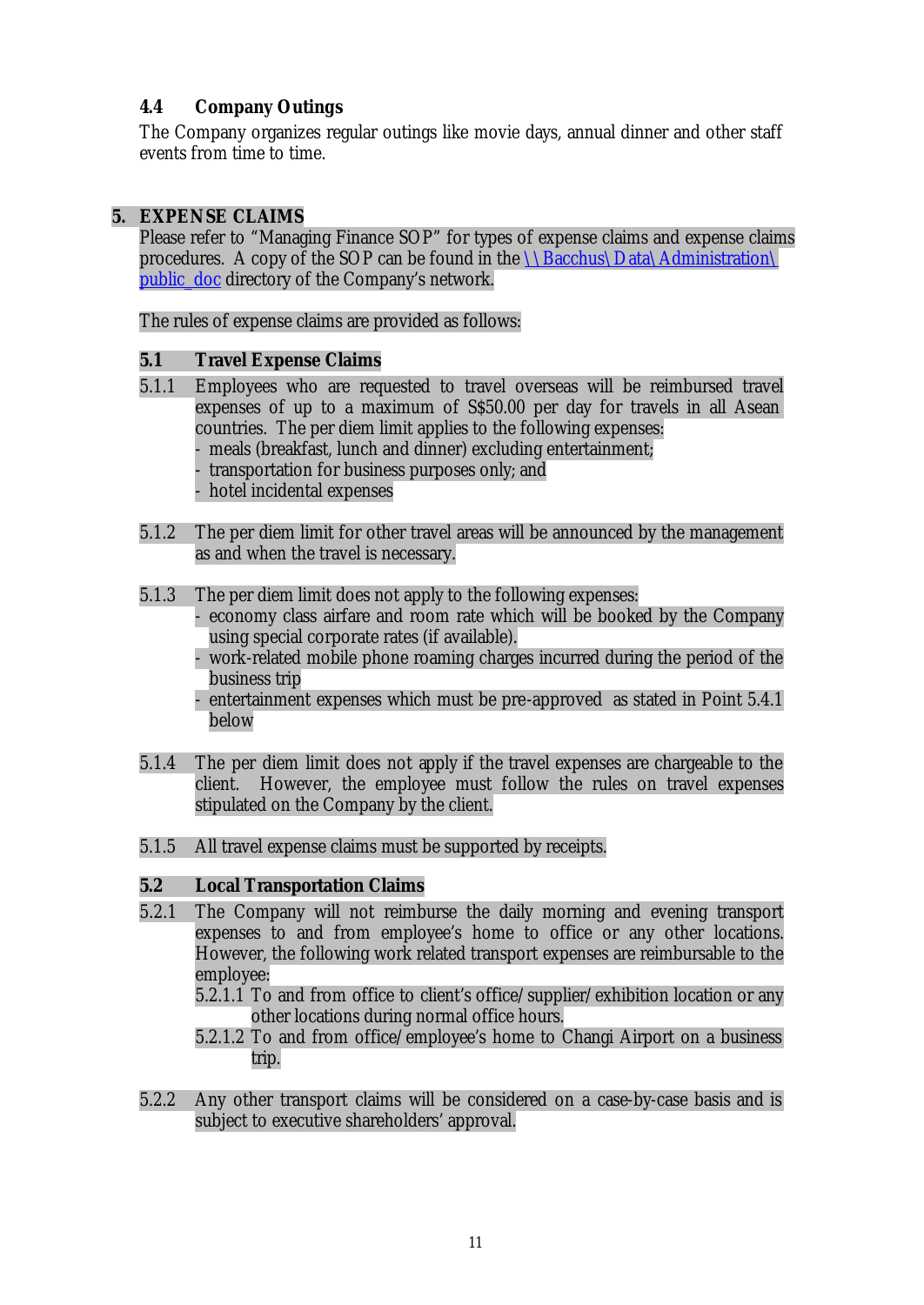### 4.4 Company Outings

The Company organizes regular outings like movie days, annual dinner and other staff events from time to time.

## 5. EXPENSE CLAIMS

Please refer to "Managing Finance SOP" for types of expense claims and expense claims procedures. A copy of the SOP can be found in the \\Bacchus\Data\Administration\public_doc directory of the Company's network.

The rules of expense claims are provided as follows:

### 5.1 Travel Expense Claims

5.1.1 Employees who are requested to travel overseas will be reimbursed travel expenses of up to a maximum of S$50.00 per day for travels in all Asean countries. The per diem limit applies to the following expenses:
- meals (breakfast, lunch and dinner) excluding entertainment;
- transportation for business purposes only; and
- hotel incidental expenses

5.1.2 The per diem limit for other travel areas will be announced by the management as and when the travel is necessary.

5.1.3 The per diem limit does not apply to the following expenses:
- economy class airfare and room rate which will be booked by the Company using special corporate rates (if available).
- work-related mobile phone roaming charges incurred during the period of the business trip
- entertainment expenses which must be pre-approved as stated in Point 5.4.1 below

5.1.4 The per diem limit does not apply if the travel expenses are chargeable to the client. However, the employee must follow the rules on travel expenses stipulated on the Company by the client.

5.1.5 All travel expense claims must be supported by receipts.

### 5.2 Local Transportation Claims

5.2.1 The Company will not reimburse the daily morning and evening transport expenses to and from employee's home to office or any other locations. However, the following work related transport expenses are reimbursable to the employee:

5.2.1.1 To and from office to client's office/supplier/exhibition location or any other locations during normal office hours.

5.2.1.2 To and from office/employee's home to Changi Airport on a business trip.

5.2.2 Any other transport claims will be considered on a case-by-case basis and is subject to executive shareholders' approval.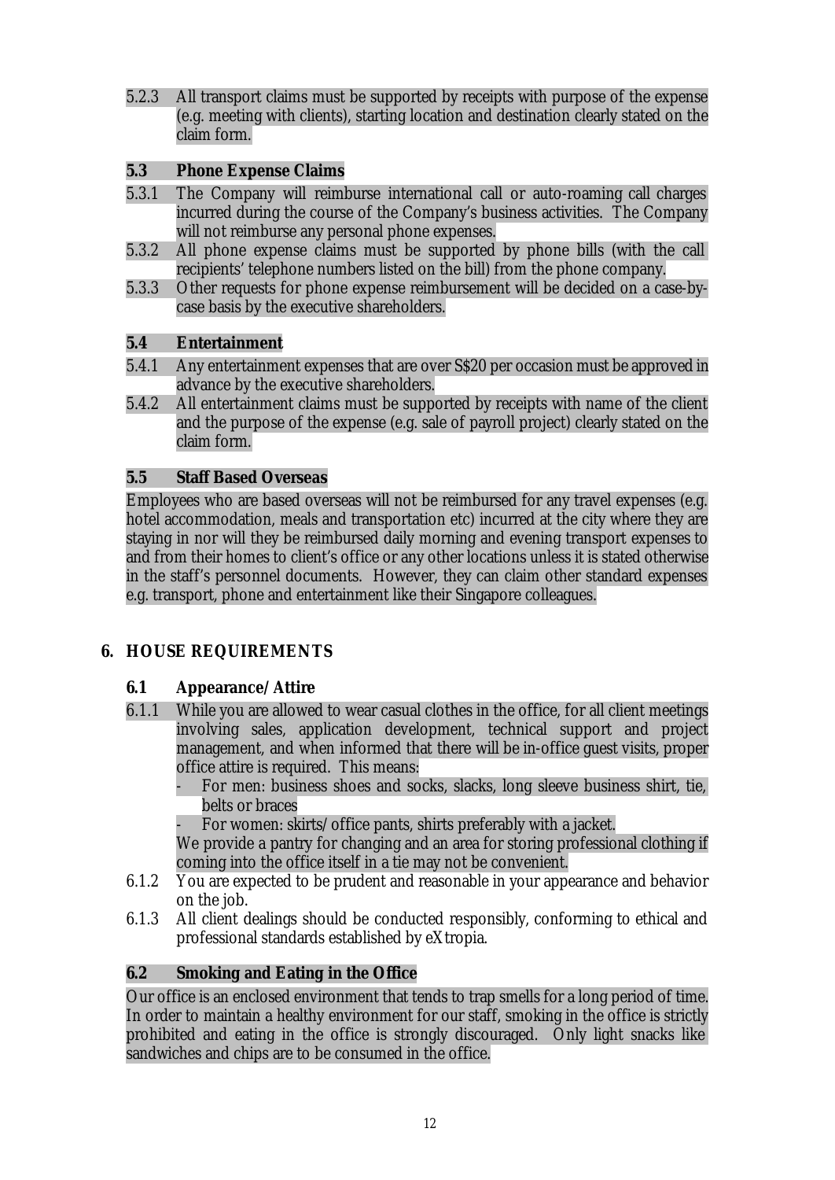5.2.3 All transport claims must be supported by receipts with purpose of the expense (e.g. meeting with clients), starting location and destination clearly stated on the claim form.

### 5.3 Phone Expense Claims

5.3.1 The Company will reimburse international call or auto-roaming call charges incurred during the course of the Company's business activities. The Company will not reimburse any personal phone expenses.

5.3.2 All phone expense claims must be supported by phone bills (with the call recipients' telephone numbers listed on the bill) from the phone company.

5.3.3 Other requests for phone expense reimbursement will be decided on a case-by-case basis by the executive shareholders.

### 5.4 Entertainment

5.4.1 Any entertainment expenses that are over S$20 per occasion must be approved in advance by the executive shareholders.

5.4.2 All entertainment claims must be supported by receipts with name of the client and the purpose of the expense (e.g. sale of payroll project) clearly stated on the claim form.

### 5.5 Staff Based Overseas

Employees who are based overseas will not be reimbursed for any travel expenses (e.g. hotel accommodation, meals and transportation etc) incurred at the city where they are staying in nor will they be reimbursed daily morning and evening transport expenses to and from their homes to client's office or any other locations unless it is stated otherwise in the staff's personnel documents. However, they can claim other standard expenses e.g. transport, phone and entertainment like their Singapore colleagues.

## 6. HOUSE REQUIREMENTS

### 6.1 Appearance/Attire

6.1.1 While you are allowed to wear casual clothes in the office, for all client meetings involving sales, application development, technical support and project management, and when informed that there will be in-office guest visits, proper office attire is required. This means:

- For men: business shoes and socks, slacks, long sleeve business shirt, tie, belts or braces
- For women: skirts/office pants, shirts preferably with a jacket.

We provide a pantry for changing and an area for storing professional clothing if coming into the office itself in a tie may not be convenient.

6.1.2 You are expected to be prudent and reasonable in your appearance and behavior on the job.

6.1.3 All client dealings should be conducted responsibly, conforming to ethical and professional standards established by eXtropia.

### 6.2 Smoking and Eating in the Office

Our office is an enclosed environment that tends to trap smells for a long period of time. In order to maintain a healthy environment for our staff, smoking in the office is strictly prohibited and eating in the office is strongly discouraged. Only light snacks like sandwiches and chips are to be consumed in the office.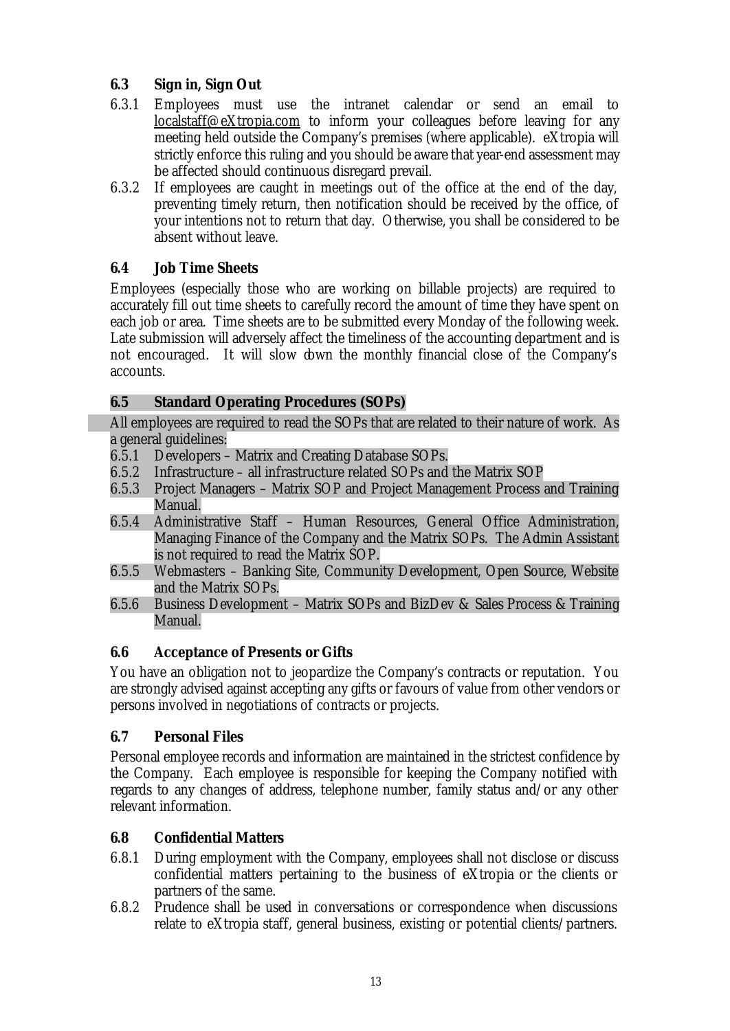### 6.3 Sign in, Sign Out

6.3.1 Employees must use the intranet calendar or send an email to localstaff@eXtropia.com to inform your colleagues before leaving for any meeting held outside the Company's premises (where applicable). eXtropia will strictly enforce this ruling and you should be aware that year-end assessment may be affected should continuous disregard prevail.

6.3.2 If employees are caught in meetings out of the office at the end of the day, preventing timely return, then notification should be received by the office, of your intentions not to return that day. Otherwise, you shall be considered to be absent without leave.

### 6.4 Job Time Sheets

Employees (especially those who are working on billable projects) are required to accurately fill out time sheets to carefully record the amount of time they have spent on each job or area. Time sheets are to be submitted every Monday of the following week. Late submission will adversely affect the timeliness of the accounting department and is not encouraged. It will slow down the monthly financial close of the Company's accounts.

### 6.5 Standard Operating Procedures (SOPs)

All employees are required to read the SOPs that are related to their nature of work. As a general guidelines:

6.5.1 Developers – Matrix and Creating Database SOPs.

6.5.2 Infrastructure – all infrastructure related SOPs and the Matrix SOP

6.5.3 Project Managers – Matrix SOP and Project Management Process and Training Manual.

6.5.4 Administrative Staff – Human Resources, General Office Administration, Managing Finance of the Company and the Matrix SOPs. The Admin Assistant is not required to read the Matrix SOP.

6.5.5 Webmasters – Banking Site, Community Development, Open Source, Website and the Matrix SOPs.

6.5.6 Business Development – Matrix SOPs and BizDev & Sales Process & Training Manual.

### 6.6 Acceptance of Presents or Gifts

You have an obligation not to jeopardize the Company's contracts or reputation. You are strongly advised against accepting any gifts or favours of value from other vendors or persons involved in negotiations of contracts or projects.

### 6.7 Personal Files

Personal employee records and information are maintained in the strictest confidence by the Company. Each employee is responsible for keeping the Company notified with regards to any changes of address, telephone number, family status and/or any other relevant information.

### 6.8 Confidential Matters

6.8.1 During employment with the Company, employees shall not disclose or discuss confidential matters pertaining to the business of eXtropia or the clients or partners of the same.

6.8.2 Prudence shall be used in conversations or correspondence when discussions relate to eXtropia staff, general business, existing or potential clients/partners.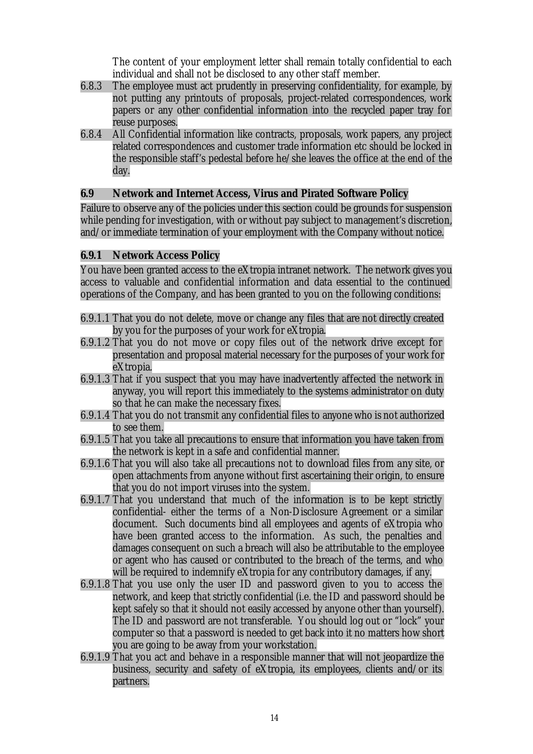The content of your employment letter shall remain totally confidential to each individual and shall not be disclosed to any other staff member.

6.8.3 The employee must act prudently in preserving confidentiality, for example, by not putting any printouts of proposals, project-related correspondences, work papers or any other confidential information into the recycled paper tray for reuse purposes.

6.8.4 All Confidential information like contracts, proposals, work papers, any project related correspondences and customer trade information etc should be locked in the responsible staff's pedestal before he/she leaves the office at the end of the day.

### 6.9 Network and Internet Access, Virus and Pirated Software Policy

Failure to observe any of the policies under this section could be grounds for suspension while pending for investigation, with or without pay subject to management's discretion, and/or immediate termination of your employment with the Company without notice.

#### 6.9.1 Network Access Policy

You have been granted access to the eXtropia intranet network. The network gives you access to valuable and confidential information and data essential to the continued operations of the Company, and has been granted to you on the following conditions:

6.9.1.1 That you do not delete, move or change any files that are not directly created by you for the purposes of your work for eXtropia.

6.9.1.2 That you do not move or copy files out of the network drive except for presentation and proposal material necessary for the purposes of your work for eXtropia.

6.9.1.3 That if you suspect that you may have inadvertently affected the network in anyway, you will report this immediately to the systems administrator on duty so that he can make the necessary fixes.

6.9.1.4 That you do not transmit any confidential files to anyone who is not authorized to see them.

6.9.1.5 That you take all precautions to ensure that information you have taken from the network is kept in a safe and confidential manner.

6.9.1.6 That you will also take all precautions not to download files from any site, or open attachments from anyone without first ascertaining their origin, to ensure that you do not import viruses into the system.

6.9.1.7 That you understand that much of the information is to be kept strictly confidential- either the terms of a Non-Disclosure Agreement or a similar document. Such documents bind all employees and agents of eXtropia who have been granted access to the information. As such, the penalties and damages consequent on such a breach will also be attributable to the employee or agent who has caused or contributed to the breach of the terms, and who will be required to indemnify eXtropia for any contributory damages, if any.

6.9.1.8 That you use only the user ID and password given to you to access the network, and keep that strictly confidential (i.e. the ID and password should be kept safely so that it should not easily accessed by anyone other than yourself). The ID and password are not transferable. You should log out or "lock" your computer so that a password is needed to get back into it no matters how short you are going to be away from your workstation.

6.9.1.9 That you act and behave in a responsible manner that will not jeopardize the business, security and safety of eXtropia, its employees, clients and/or its partners.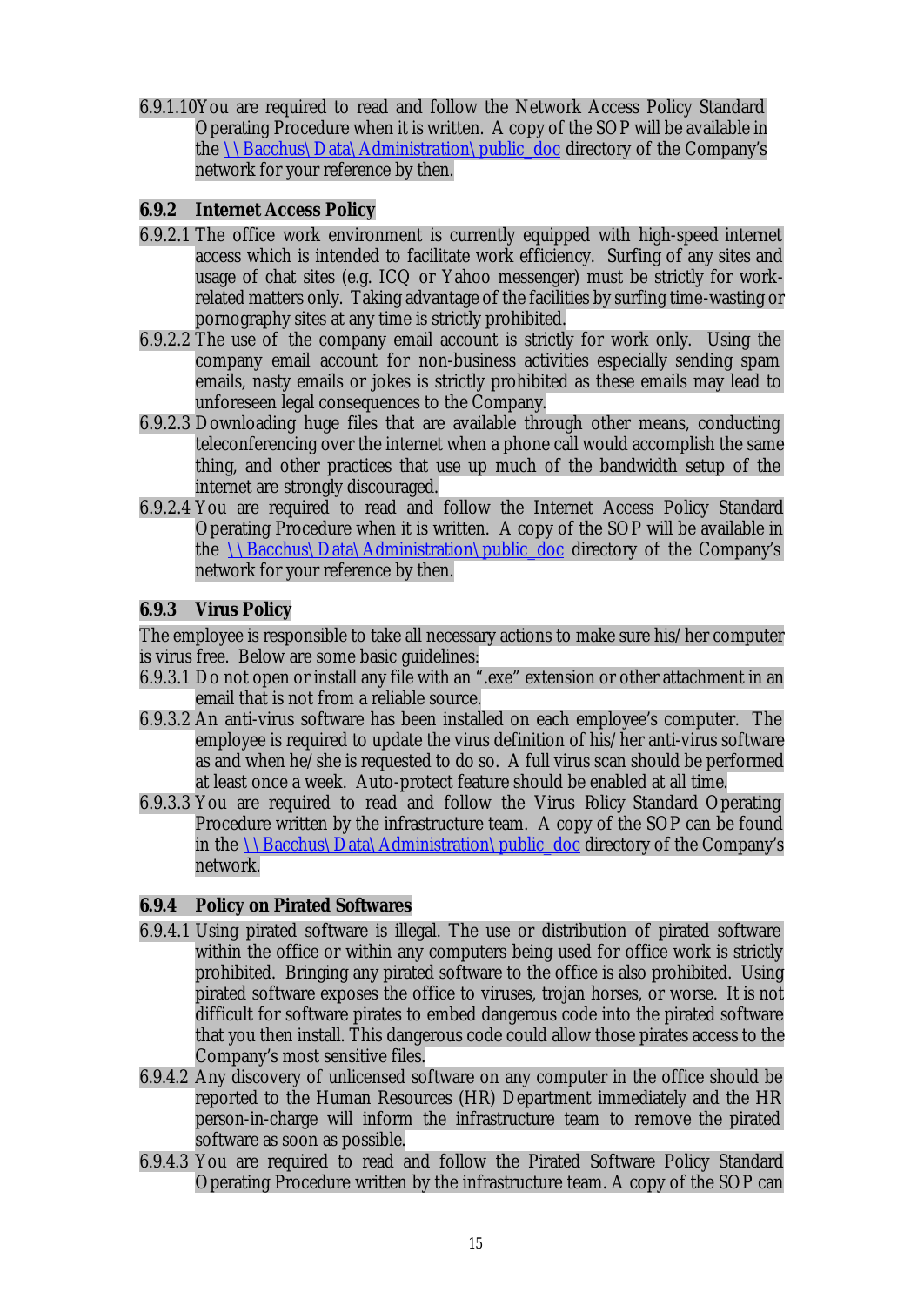6.9.1.10 You are required to read and follow the Network Access Policy Standard Operating Procedure when it is written. A copy of the SOP will be available in the \\Bacchus\Data\Administration\public_doc directory of the Company's network for your reference by then.

### 6.9.2 Internet Access Policy

6.9.2.1 The office work environment is currently equipped with high-speed internet access which is intended to facilitate work efficiency. Surfing of any sites and usage of chat sites (e.g. ICQ or Yahoo messenger) must be strictly for work-related matters only. Taking advantage of the facilities by surfing time-wasting or pornography sites at any time is strictly prohibited.

6.9.2.2 The use of the company email account is strictly for work only. Using the company email account for non-business activities especially sending spam emails, nasty emails or jokes is strictly prohibited as these emails may lead to unforeseen legal consequences to the Company.

6.9.2.3 Downloading huge files that are available through other means, conducting teleconferencing over the internet when a phone call would accomplish the same thing, and other practices that use up much of the bandwidth setup of the internet are strongly discouraged.

6.9.2.4 You are required to read and follow the Internet Access Policy Standard Operating Procedure when it is written. A copy of the SOP will be available in the \\Bacchus\Data\Administration\public_doc directory of the Company's network for your reference by then.

### 6.9.3 Virus Policy

The employee is responsible to take all necessary actions to make sure his/her computer is virus free. Below are some basic guidelines:

6.9.3.1 Do not open or install any file with an ".exe" extension or other attachment in an email that is not from a reliable source.

6.9.3.2 An anti-virus software has been installed on each employee's computer. The employee is required to update the virus definition of his/her anti-virus software as and when he/she is requested to do so. A full virus scan should be performed at least once a week. Auto-protect feature should be enabled at all time.

6.9.3.3 You are required to read and follow the Virus Policy Standard Operating Procedure written by the infrastructure team. A copy of the SOP can be found in the \\Bacchus\Data\Administration\public_doc directory of the Company's network.

### 6.9.4 Policy on Pirated Softwares

6.9.4.1 Using pirated software is illegal. The use or distribution of pirated software within the office or within any computers being used for office work is strictly prohibited. Bringing any pirated software to the office is also prohibited. Using pirated software exposes the office to viruses, trojan horses, or worse. It is not difficult for software pirates to embed dangerous code into the pirated software that you then install. This dangerous code could allow those pirates access to the Company's most sensitive files.

6.9.4.2 Any discovery of unlicensed software on any computer in the office should be reported to the Human Resources (HR) Department immediately and the HR person-in-charge will inform the infrastructure team to remove the pirated software as soon as possible.

6.9.4.3 You are required to read and follow the Pirated Software Policy Standard Operating Procedure written by the infrastructure team. A copy of the SOP can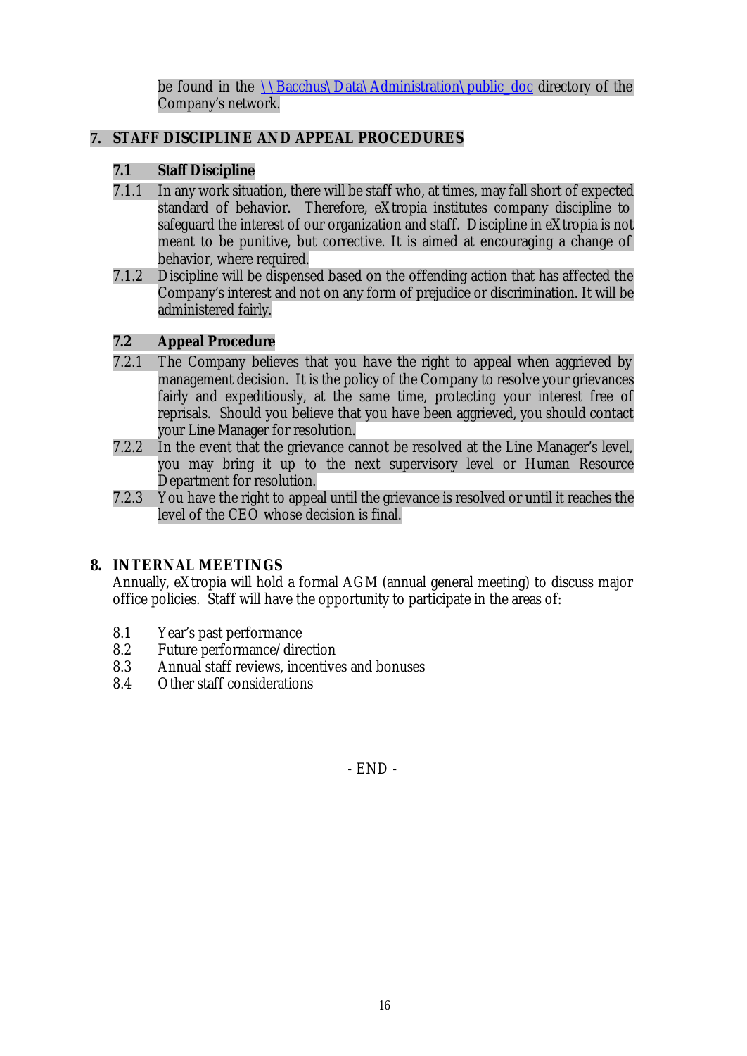be found in the [\\Bacchus\Data\Administration\public_doc](\\Bacchus\Data\Administration\public_doc) directory of the Company's network.

## 7. STAFF DISCIPLINE AND APPEAL PROCEDURES

### 7.1 Staff Discipline

7.1.1 In any work situation, there will be staff who, at times, may fall short of expected standard of behavior. Therefore, eXtropia institutes company discipline to safeguard the interest of our organization and staff. Discipline in eXtropia is not meant to be punitive, but corrective. It is aimed at encouraging a change of behavior, where required.

7.1.2 Discipline will be dispensed based on the offending action that has affected the Company's interest and not on any form of prejudice or discrimination. It will be administered fairly.

### 7.2 Appeal Procedure

7.2.1 The Company believes that you have the right to appeal when aggrieved by management decision. It is the policy of the Company to resolve your grievances fairly and expeditiously, at the same time, protecting your interest free of reprisals. Should you believe that you have been aggrieved, you should contact your Line Manager for resolution.

7.2.2 In the event that the grievance cannot be resolved at the Line Manager's level, you may bring it up to the next supervisory level or Human Resource Department for resolution.

7.2.3 You have the right to appeal until the grievance is resolved or until it reaches the level of the CEO whose decision is final.

## 8. INTERNAL MEETINGS

Annually, eXtropia will hold a formal AGM (annual general meeting) to discuss major office policies. Staff will have the opportunity to participate in the areas of:

8.1 Year's past performance
8.2 Future performance/direction
8.3 Annual staff reviews, incentives and bonuses
8.4 Other staff considerations

- END -